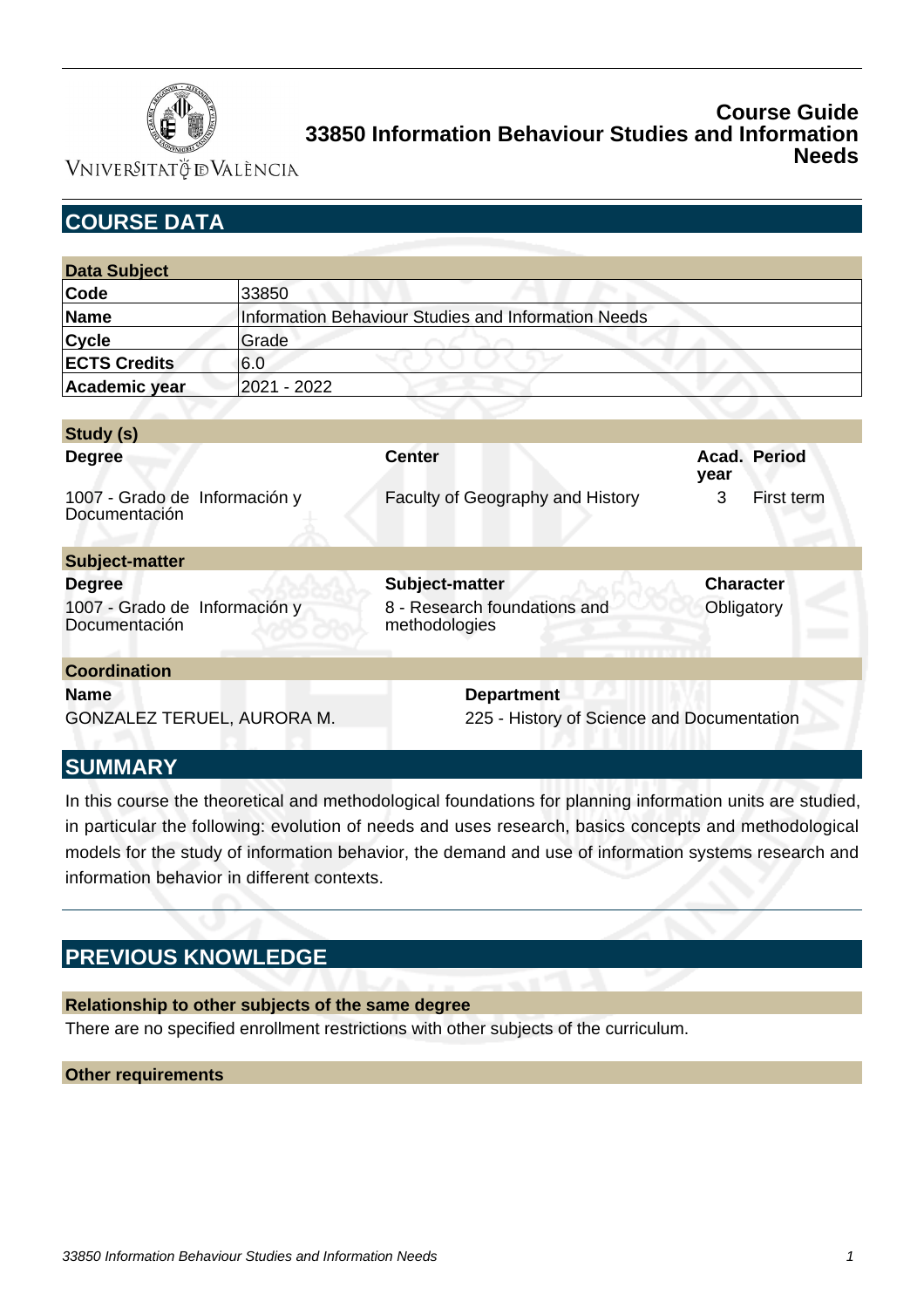# Course Guide
# 33850 Information Behaviour Studies and Information Needs

## COURSE DATA

| Data Subject | |
|---|---|
| **Code** | 33850 |
| **Name** | Information Behaviour Studies and Information Needs |
| **Cycle** | Grade |
| **ECTS Credits** | 6.0 |
| **Academic year** | 2021 - 2022 |

**Study (s)**

| Degree | Center | Acad. year | Period |
|---|---|---|---|
| 1007 - Grado de Información y Documentación | Faculty of Geography and History | 3 | First term |

**Subject-matter**

| Degree | Subject-matter | Character |
|---|---|---|
| 1007 - Grado de Información y Documentación | 8 - Research foundations and methodologies | Obligatory |

**Coordination**

| Name | Department |
|---|---|
| GONZALEZ TERUEL, AURORA M. | 225 - History of Science and Documentation |

## SUMMARY

In this course the theoretical and methodological foundations for planning information units are studied, in particular the following: evolution of needs and uses research, basics concepts and methodological models for the study of information behavior, the demand and use of information systems research and information behavior in different contexts.

## PREVIOUS KNOWLEDGE

### Relationship to other subjects of the same degree

There are no specified enrollment restrictions with other subjects of the curriculum.

### Other requirements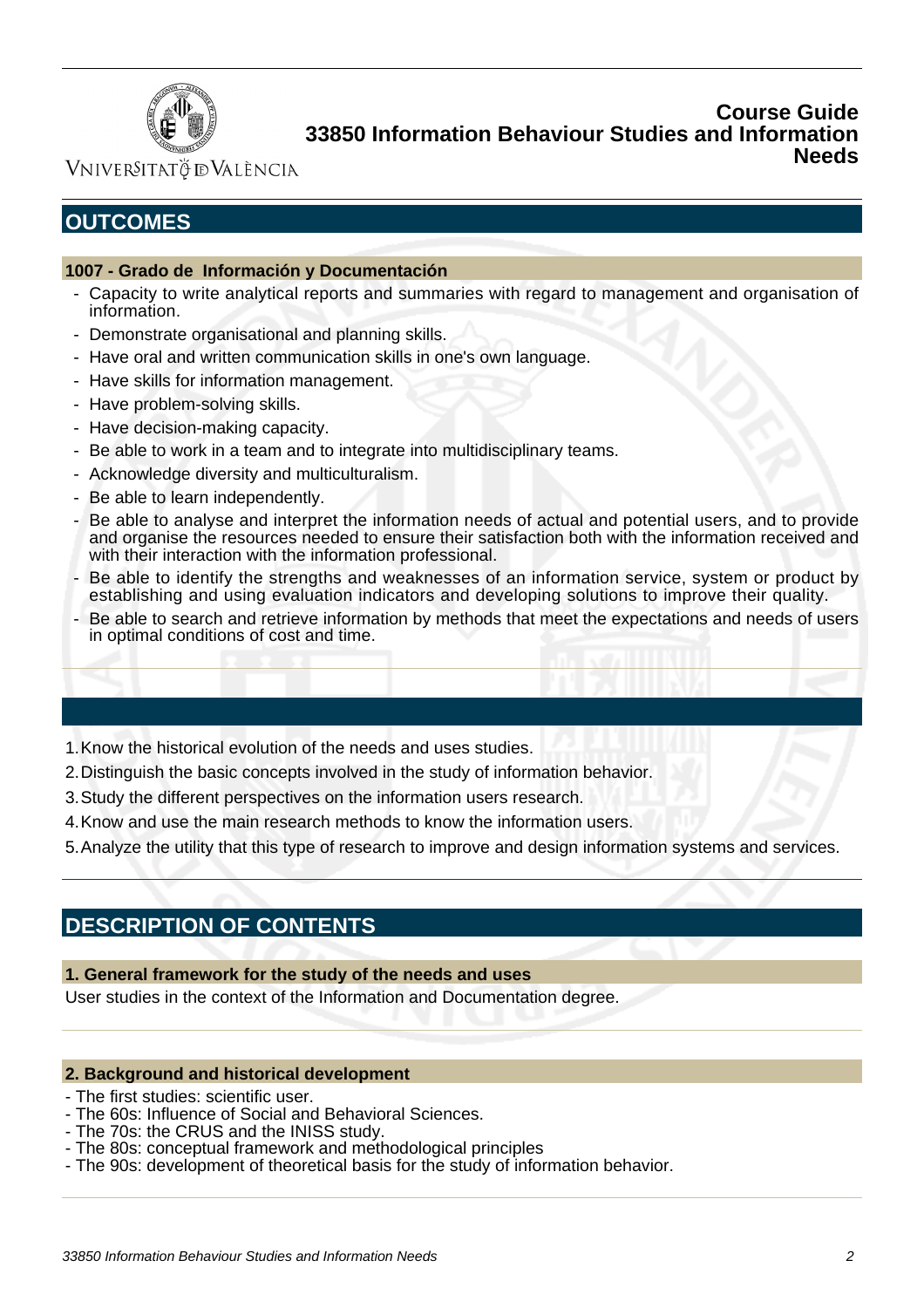## OUTCOMES

### 1007 - Grado de Información y Documentación

- Capacity to write analytical reports and summaries with regard to management and organisation of information.
- Demonstrate organisational and planning skills.
- Have oral and written communication skills in one's own language.
- Have skills for information management.
- Have problem-solving skills.
- Have decision-making capacity.
- Be able to work in a team and to integrate into multidisciplinary teams.
- Acknowledge diversity and multiculturalism.
- Be able to learn independently.
- Be able to analyse and interpret the information needs of actual and potential users, and to provide and organise the resources needed to ensure their satisfaction both with the information received and with their interaction with the information professional.
- Be able to identify the strengths and weaknesses of an information service, system or product by establishing and using evaluation indicators and developing solutions to improve their quality.
- Be able to search and retrieve information by methods that meet the expectations and needs of users in optimal conditions of cost and time.

1. Know the historical evolution of the needs and uses studies.
2. Distinguish the basic concepts involved in the study of information behavior.
3. Study the different perspectives on the information users research.
4. Know and use the main research methods to know the information users.
5. Analyze the utility that this type of research to improve and design information systems and services.

## DESCRIPTION OF CONTENTS

### 1. General framework for the study of the needs and uses

User studies in the context of the Information and Documentation degree.

### 2. Background and historical development

- The first studies: scientific user.
- The 60s: Influence of Social and Behavioral Sciences.
- The 70s: the CRUS and the INISS study.
- The 80s: conceptual framework and methodological principles
- The 90s: development of theoretical basis for the study of information behavior.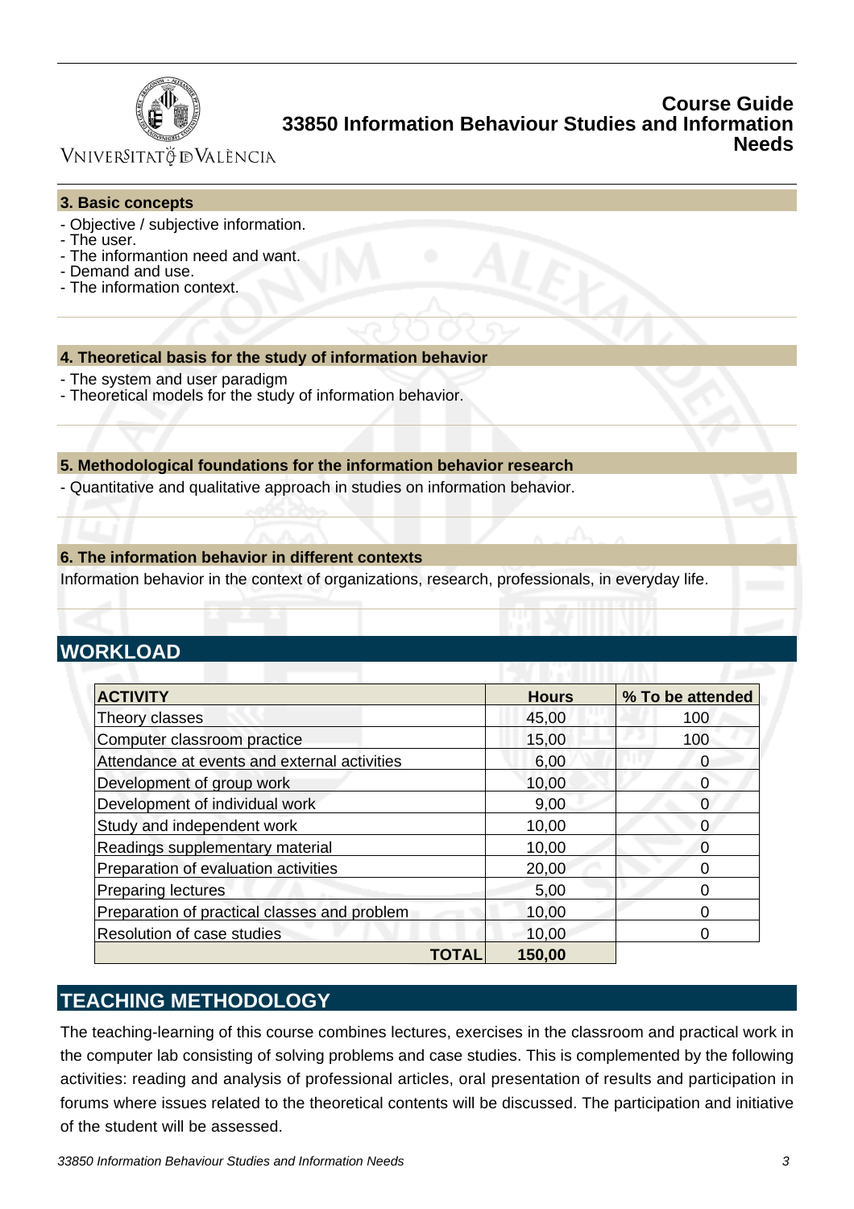### 3. Basic concepts

- Objective / subjective information.
- The user.
- The informantion need and want.
- Demand and use.
- The information context.

### 4. Theoretical basis for the study of information behavior

- The system and user paradigm
- Theoretical models for the study of information behavior.

### 5. Methodological foundations for the information behavior research

- Quantitative and qualitative approach in studies on information behavior.

### 6. The information behavior in different contexts

Information behavior in the context of organizations, research, professionals, in everyday life.

## WORKLOAD

| ACTIVITY | Hours | % To be attended |
|---|---|---|
| Theory classes | 45,00 | 100 |
| Computer classroom practice | 15,00 | 100 |
| Attendance at events and external activities | 6,00 | 0 |
| Development of group work | 10,00 | 0 |
| Development of individual work | 9,00 | 0 |
| Study and independent work | 10,00 | 0 |
| Readings supplementary material | 10,00 | 0 |
| Preparation of evaluation activities | 20,00 | 0 |
| Preparing lectures | 5,00 | 0 |
| Preparation of practical classes and problem | 10,00 | 0 |
| Resolution of case studies | 10,00 | 0 |
| **TOTAL** | **150,00** | |

## TEACHING METHODOLOGY

The teaching-learning of this course combines lectures, exercises in the classroom and practical work in the computer lab consisting of solving problems and case studies. This is complemented by the following activities: reading and analysis of professional articles, oral presentation of results and participation in forums where issues related to the theoretical contents will be discussed. The participation and initiative of the student will be assessed.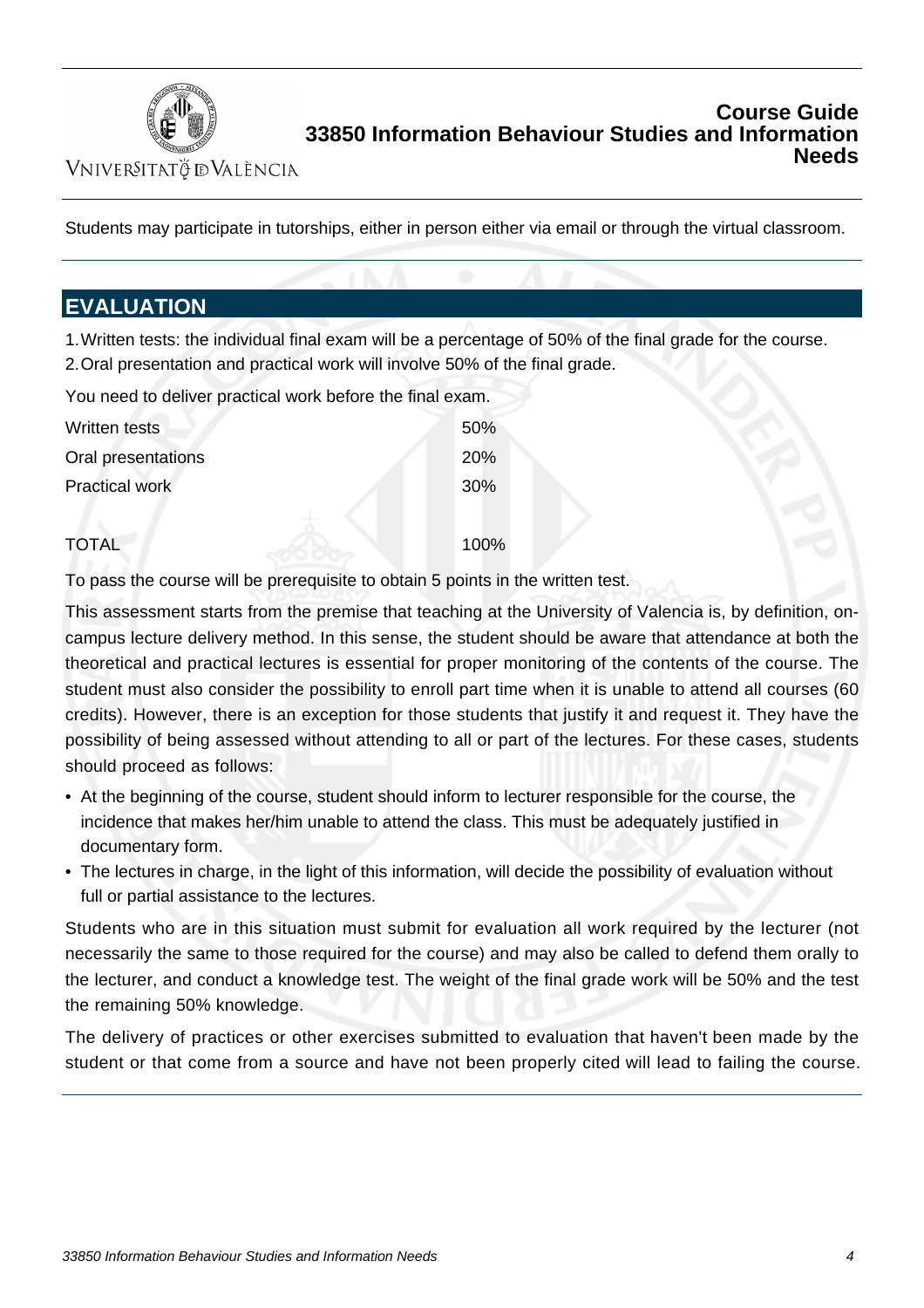Students may participate in tutorships, either in person either via email or through the virtual classroom.

## EVALUATION

1. Written tests: the individual final exam will be a percentage of 50% of the final grade for the course.
2. Oral presentation and practical work will involve 50% of the final grade.

You need to deliver practical work before the final exam.

| | |
|---|---|
| Written tests | 50% |
| Oral presentations | 20% |
| Practical work | 30% |
| TOTAL | 100% |

To pass the course will be prerequisite to obtain 5 points in the written test.

This assessment starts from the premise that teaching at the University of Valencia is, by definition, on-campus lecture delivery method. In this sense, the student should be aware that attendance at both the theoretical and practical lectures is essential for proper monitoring of the contents of the course. The student must also consider the possibility to enroll part time when it is unable to attend all courses (60 credits). However, there is an exception for those students that justify it and request it. They have the possibility of being assessed without attending to all or part of the lectures. For these cases, students should proceed as follows:

- At the beginning of the course, student should inform to lecturer responsible for the course, the incidence that makes her/him unable to attend the class. This must be adequately justified in documentary form.
- The lectures in charge, in the light of this information, will decide the possibility of evaluation without full or partial assistance to the lectures.

Students who are in this situation must submit for evaluation all work required by the lecturer (not necessarily the same to those required for the course) and may also be called to defend them orally to the lecturer, and conduct a knowledge test. The weight of the final grade work will be 50% and the test the remaining 50% knowledge.

The delivery of practices or other exercises submitted to evaluation that haven't been made by the student or that come from a source and have not been properly cited will lead to failing the course.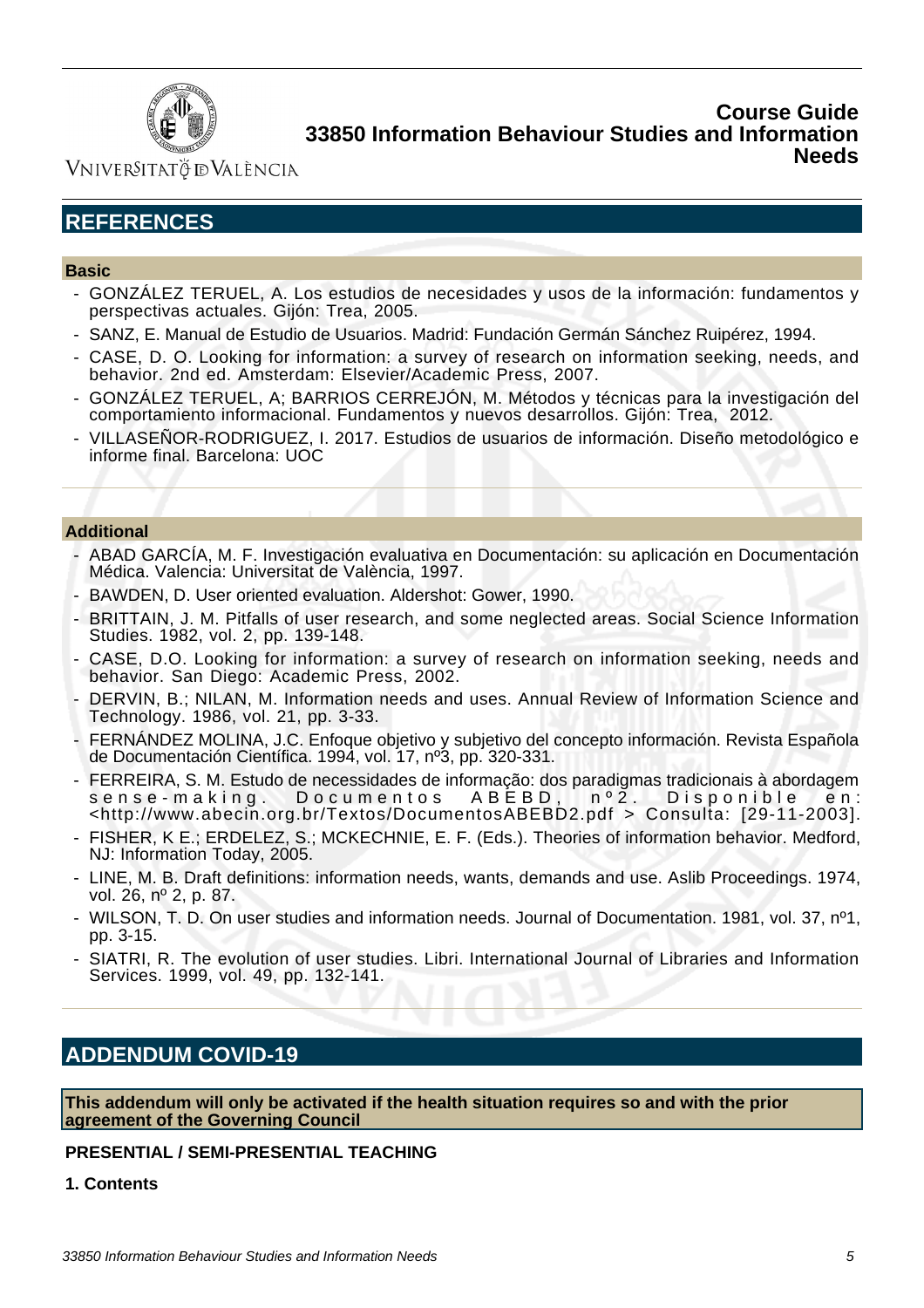## REFERENCES

### Basic

- GONZÁLEZ TERUEL, A. Los estudios de necesidades y usos de la información: fundamentos y perspectivas actuales. Gijón: Trea, 2005.
- SANZ, E. Manual de Estudio de Usuarios. Madrid: Fundación Germán Sánchez Ruipérez, 1994.
- CASE, D. O. Looking for information: a survey of research on information seeking, needs, and behavior. 2nd ed. Amsterdam: Elsevier/Academic Press, 2007.
- GONZÁLEZ TERUEL, A; BARRIOS CERREJÓN, M. Métodos y técnicas para la investigación del comportamiento informacional. Fundamentos y nuevos desarrollos. Gijón: Trea, 2012.
- VILLASEÑOR-RODRIGUEZ, I. 2017. Estudios de usuarios de información. Diseño metodológico e informe final. Barcelona: UOC

### Additional

- ABAD GARCÍA, M. F. Investigación evaluativa en Documentación: su aplicación en Documentación Médica. Valencia: Universitat de València, 1997.
- BAWDEN, D. User oriented evaluation. Aldershot: Gower, 1990.
- BRITTAIN, J. M. Pitfalls of user research, and some neglected areas. Social Science Information Studies. 1982, vol. 2, pp. 139-148.
- CASE, D.O. Looking for information: a survey of research on information seeking, needs and behavior. San Diego: Academic Press, 2002.
- DERVIN, B.; NILAN, M. Information needs and uses. Annual Review of Information Science and Technology. 1986, vol. 21, pp. 3-33.
- FERNÁNDEZ MOLINA, J.C. Enfoque objetivo y subjetivo del concepto información. Revista Española de Documentación Científica. 1994, vol. 17, nº3, pp. 320-331.
- FERREIRA, S. M. Estudo de necessidades de informação: dos paradigmas tradicionais à abordagem sense-making. Documentos ABEBD, nº2. Disponible en: <http://www.abecin.org.br/Textos/DocumentosABEBD2.pdf > Consulta: [29-11-2003].
- FISHER, K E.; ERDELEZ, S.; MCKECHNIE, E. F. (Eds.). Theories of information behavior. Medford, NJ: Information Today, 2005.
- LINE, M. B. Draft definitions: information needs, wants, demands and use. Aslib Proceedings. 1974, vol. 26, nº 2, p. 87.
- WILSON, T. D. On user studies and information needs. Journal of Documentation. 1981, vol. 37, nº1, pp. 3-15.
- SIATRI, R. The evolution of user studies. Libri. International Journal of Libraries and Information Services. 1999, vol. 49, pp. 132-141.

## ADDENDUM COVID-19

**This addendum will only be activated if the health situation requires so and with the prior agreement of the Governing Council**

**PRESENTIAL / SEMI-PRESENTIAL TEACHING**

**1. Contents**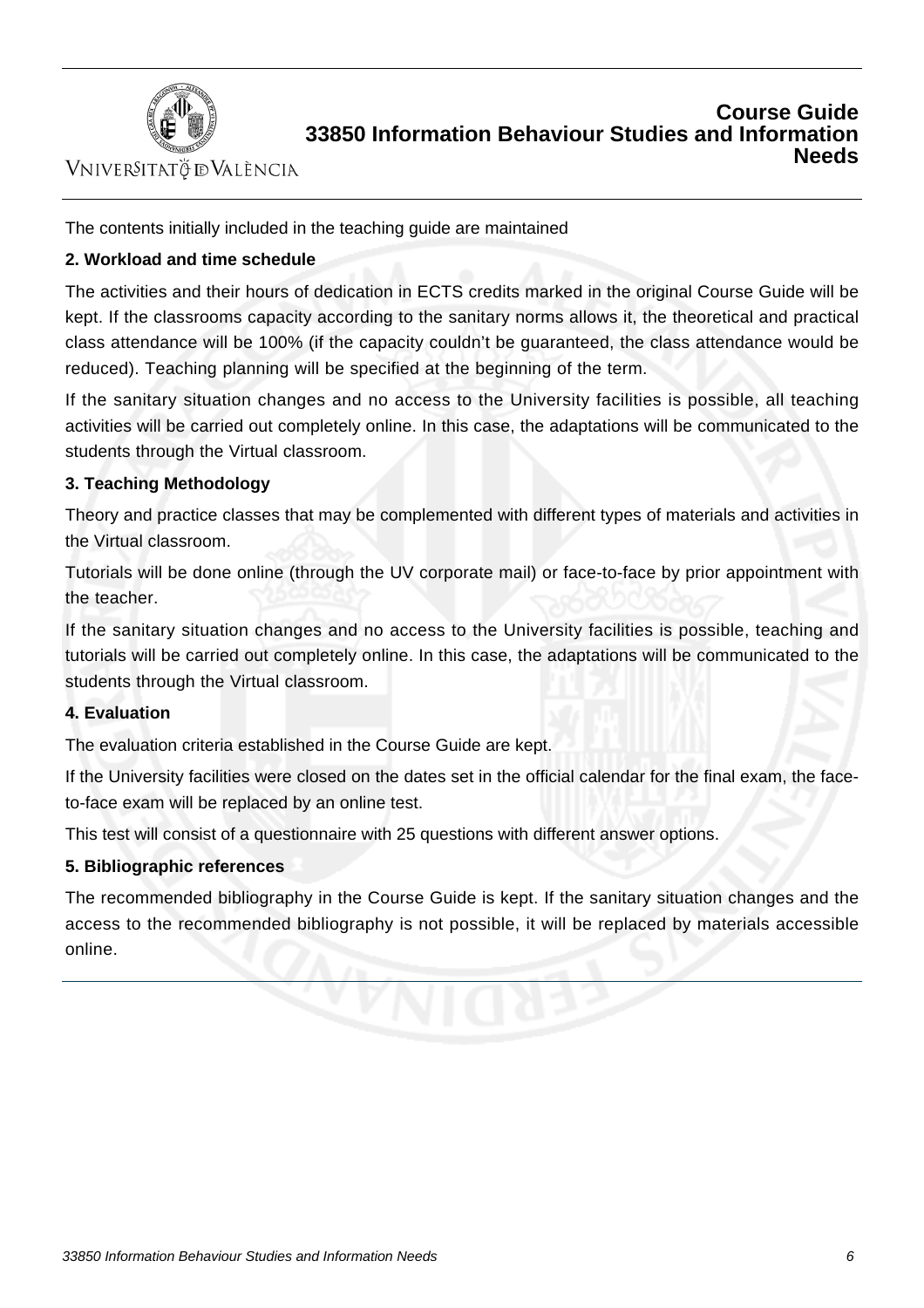The contents initially included in the teaching guide are maintained

**2. Workload and time schedule**

The activities and their hours of dedication in ECTS credits marked in the original Course Guide will be kept. If the classrooms capacity according to the sanitary norms allows it, the theoretical and practical class attendance will be 100% (if the capacity couldn't be guaranteed, the class attendance would be reduced). Teaching planning will be specified at the beginning of the term.

If the sanitary situation changes and no access to the University facilities is possible, all teaching activities will be carried out completely online. In this case, the adaptations will be communicated to the students through the Virtual classroom.

**3. Teaching Methodology**

Theory and practice classes that may be complemented with different types of materials and activities in the Virtual classroom.

Tutorials will be done online (through the UV corporate mail) or face-to-face by prior appointment with the teacher.

If the sanitary situation changes and no access to the University facilities is possible, teaching and tutorials will be carried out completely online. In this case, the adaptations will be communicated to the students through the Virtual classroom.

**4. Evaluation**

The evaluation criteria established in the Course Guide are kept.

If the University facilities were closed on the dates set in the official calendar for the final exam, the face-to-face exam will be replaced by an online test.

This test will consist of a questionnaire with 25 questions with different answer options.

**5. Bibliographic references**

The recommended bibliography in the Course Guide is kept. If the sanitary situation changes and the access to the recommended bibliography is not possible, it will be replaced by materials accessible online.